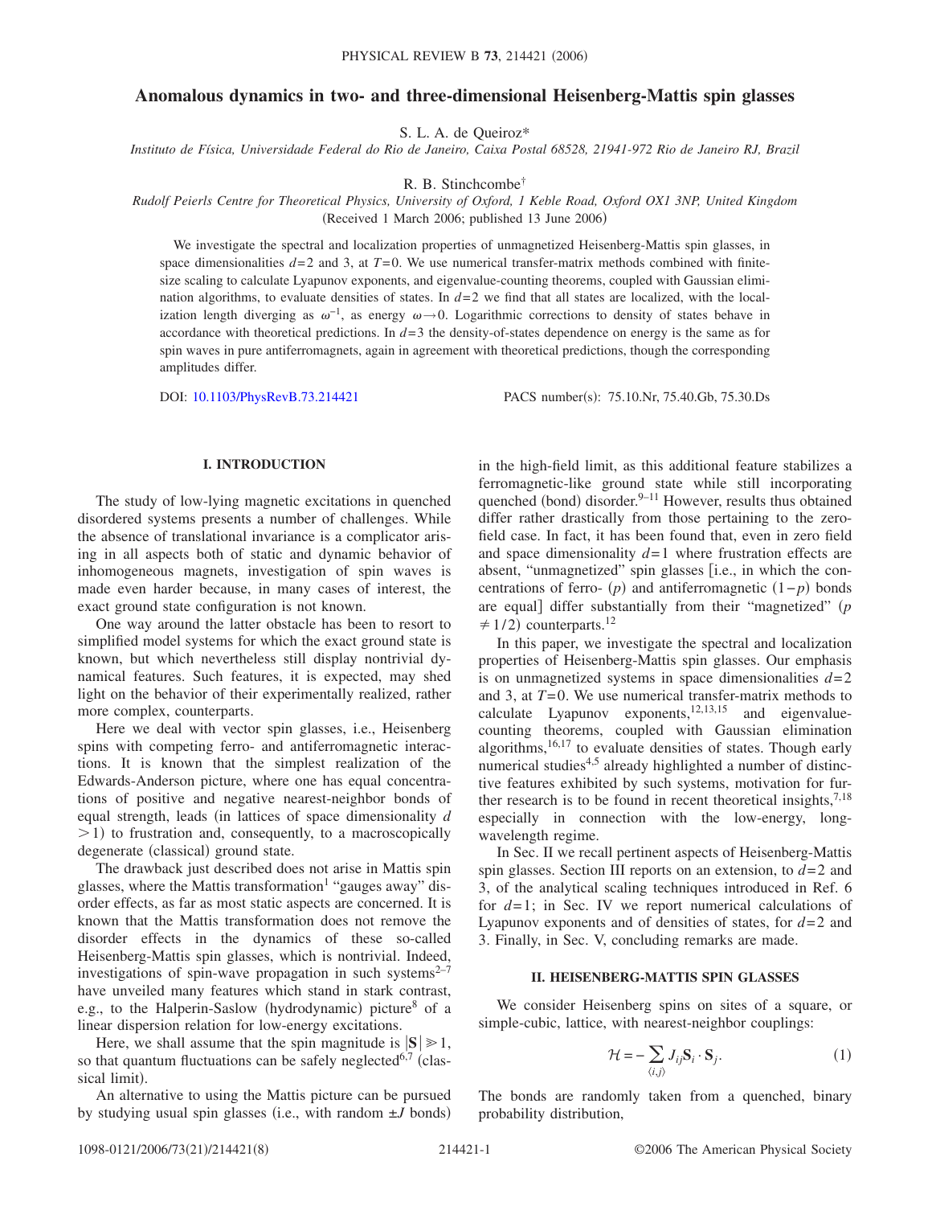# Anomalous dynamics in two- and three-dimensional Heisenberg-Mattis spin glasses

S. L. A. de Queiroz*

*Instituto de Física, Universidade Federal do Rio de Janeiro, Caixa Postal 68528, 21941-972 Rio de Janeiro RJ, Brazil*

R. B. Stinchcombe†

*Rudolf Peierls Centre for Theoretical Physics, University of Oxford, 1 Keble Road, Oxford OX1 3NP, United Kingdom*

(Received 1 March 2006; published 13 June 2006)

We investigate the spectral and localization properties of unmagnetized Heisenberg-Mattis spin glasses, in space dimensionalities $d=2$ and 3, at $T=0$. We use numerical transfer-matrix methods combined with finite-size scaling to calculate Lyapunov exponents, and eigenvalue-counting theorems, coupled with Gaussian elimination algorithms, to evaluate densities of states. In $d=2$ we find that all states are localized, with the localization length diverging as $\omega^{-1}$, as energy $\omega \to 0$. Logarithmic corrections to density of states behave in accordance with theoretical predictions. In $d=3$ the density-of-states dependence on energy is the same as for spin waves in pure antiferromagnets, again in agreement with theoretical predictions, though the corresponding amplitudes differ.

DOI: 10.1103/PhysRevB.73.214421 PACS number(s): 75.10.Nr, 75.40.Gb, 75.30.Ds

## I. INTRODUCTION

The study of low-lying magnetic excitations in quenched disordered systems presents a number of challenges. While the absence of translational invariance is a complicator arising in all aspects both of static and dynamic behavior of inhomogeneous magnets, investigation of spin waves is made even harder because, in many cases of interest, the exact ground state configuration is not known.

One way around the latter obstacle has been to resort to simplified model systems for which the exact ground state is known, but which nevertheless still display nontrivial dynamical features. Such features, it is expected, may shed light on the behavior of their experimentally realized, rather more complex, counterparts.

Here we deal with vector spin glasses, i.e., Heisenberg spins with competing ferro- and antiferromagnetic interactions. It is known that the simplest realization of the Edwards-Anderson picture, where one has equal concentrations of positive and negative nearest-neighbor bonds of equal strength, leads (in lattices of space dimensionality $d>1$) to frustration and, consequently, to a macroscopically degenerate (classical) ground state.

The drawback just described does not arise in Mattis spin glasses, where the Mattis transformation[1] "gauges away" disorder effects, as far as most static aspects are concerned. It is known that the Mattis transformation does not remove the disorder effects in the dynamics of these so-called Heisenberg-Mattis spin glasses, which is nontrivial. Indeed, investigations of spin-wave propagation in such systems[2–7] have unveiled many features which stand in stark contrast, e.g., to the Halperin-Saslow (hydrodynamic) picture[8] of a linear dispersion relation for low-energy excitations.

Here, we shall assume that the spin magnitude is $|\mathbf{S}| \gg 1$, so that quantum fluctuations can be safely neglected[6,7] (classical limit).

An alternative to using the Mattis picture can be pursued by studying usual spin glasses (i.e., with random $\pm J$ bonds) in the high-field limit, as this additional feature stabilizes a ferromagnetic-like ground state while still incorporating quenched (bond) disorder.[9–11] However, results thus obtained differ rather drastically from those pertaining to the zero-field case. In fact, it has been found that, even in zero field and space dimensionality $d=1$ where frustration effects are absent, "unmagnetized" spin glasses [i.e., in which the concentrations of ferro- ($p$) and antiferromagnetic ($1-p$) bonds are equal] differ substantially from their "magnetized" ($p \neq 1/2$) counterparts.[12]

In this paper, we investigate the spectral and localization properties of Heisenberg-Mattis spin glasses. Our emphasis is on unmagnetized systems in space dimensionalities $d=2$ and 3, at $T=0$. We use numerical transfer-matrix methods to calculate Lyapunov exponents,[12,13,15] and eigenvalue-counting theorems, coupled with Gaussian elimination algorithms,[16,17] to evaluate densities of states. Though early numerical studies[4,5] already highlighted a number of distinctive features exhibited by such systems, motivation for further research is to be found in recent theoretical insights,[7,18] especially in connection with the low-energy, long-wavelength regime.

In Sec. II we recall pertinent aspects of Heisenberg-Mattis spin glasses. Section III reports on an extension, to $d=2$ and 3, of the analytical scaling techniques introduced in Ref. 6 for $d=1$; in Sec. IV we report numerical calculations of Lyapunov exponents and of densities of states, for $d=2$ and 3. Finally, in Sec. V, concluding remarks are made.

## II. HEISENBERG-MATTIS SPIN GLASSES

We consider Heisenberg spins on sites of a square, or simple-cubic, lattice, with nearest-neighbor couplings:

$$\mathcal{H} = -\sum_{\langle i,j \rangle} J_{ij} \mathbf{S}_i \cdot \mathbf{S}_j. \tag{1}$$

The bonds are randomly taken from a quenched, binary probability distribution,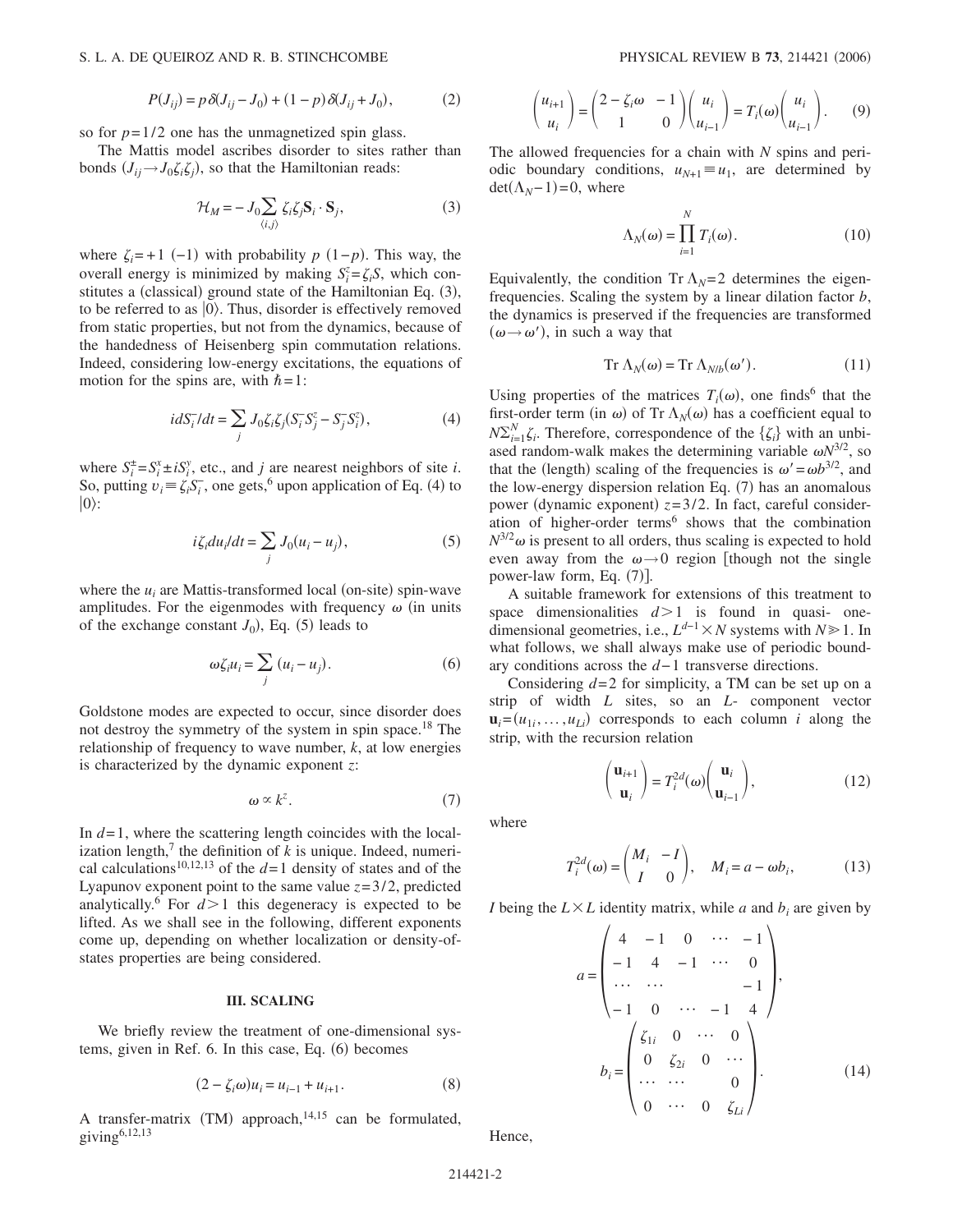$$P(J_{ij}) = p\,\delta(J_{ij} - J_0) + (1-p)\,\delta(J_{ij} + J_0), \tag{2}$$

so for $p=1/2$ one has the unmagnetized spin glass.

The Mattis model ascribes disorder to sites rather than bonds ($J_{ij} \to J_0 \zeta_i \zeta_j$), so that the Hamiltonian reads:

$$\mathcal{H}_M = -J_0 \sum_{\langle i,j \rangle} \zeta_i \zeta_j \mathbf{S}_i \cdot \mathbf{S}_j, \tag{3}$$

where $\zeta_i = +1$ ($-1$) with probability $p$ ($1-p$). This way, the overall energy is minimized by making $S_i^z = \zeta_i S$, which constitutes a (classical) ground state of the Hamiltonian Eq. (3), to be referred to as $|0\rangle$. Thus, disorder is effectively removed from static properties, but not from the dynamics, because of the handedness of Heisenberg spin commutation relations. Indeed, considering low-energy excitations, the equations of motion for the spins are, with $\hbar = 1$:

$$i dS_i^- / dt = \sum_j J_0 \zeta_i \zeta_j (S_i^- S_j^z - S_j^- S_i^z), \tag{4}$$

where $S_i^{\pm} = S_i^x \pm i S_i^y$, etc., and $j$ are nearest neighbors of site $i$. So, putting $v_i \equiv \zeta_i S_i^-$, one gets,[6] upon application of Eq. (4) to $|0\rangle$:

$$i \zeta_i du_i / dt = \sum_j J_0 (u_i - u_j), \tag{5}$$

where the $u_i$ are Mattis-transformed local (on-site) spin-wave amplitudes. For the eigenmodes with frequency $\omega$ (in units of the exchange constant $J_0$), Eq. (5) leads to

$$\omega \zeta_i u_i = \sum_j (u_i - u_j). \tag{6}$$

Goldstone modes are expected to occur, since disorder does not destroy the symmetry of the system in spin space.[18] The relationship of frequency to wave number, $k$, at low energies is characterized by the dynamic exponent $z$:

$$\omega \propto k^z. \tag{7}$$

In $d=1$, where the scattering length coincides with the localization length,[7] the definition of $k$ is unique. Indeed, numerical calculations[10,12,13] of the $d=1$ density of states and of the Lyapunov exponent point to the same value $z=3/2$, predicted analytically.[6] For $d>1$ this degeneracy is expected to be lifted. As we shall see in the following, different exponents come up, depending on whether localization or density-of-states properties are being considered.

## III. SCALING

We briefly review the treatment of one-dimensional systems, given in Ref. 6. In this case, Eq. (6) becomes

$$(2 - \zeta_i \omega) u_i = u_{i-1} + u_{i+1}. \tag{8}$$

A transfer-matrix (TM) approach,[14,15] can be formulated, giving[6,12,13]

$$\begin{pmatrix} u_{i+1} \\ u_i \end{pmatrix} = \begin{pmatrix} 2 - \zeta_i \omega & -1 \\ 1 & 0 \end{pmatrix} \begin{pmatrix} u_i \\ u_{i-1} \end{pmatrix} = T_i(\omega) \begin{pmatrix} u_i \\ u_{i-1} \end{pmatrix}. \tag{9}$$

The allowed frequencies for a chain with $N$ spins and periodic boundary conditions, $u_{N+1} \equiv u_1$, are determined by $\det(\Lambda_N - 1) = 0$, where

$$\Lambda_N(\omega) = \prod_{i=1}^{N} T_i(\omega). \tag{10}$$

Equivalently, the condition $\mathrm{Tr}\,\Lambda_N = 2$ determines the eigenfrequencies. Scaling the system by a linear dilation factor $b$, the dynamics is preserved if the frequencies are transformed ($\omega \to \omega'$), in such a way that

$$\mathrm{Tr}\,\Lambda_N(\omega) = \mathrm{Tr}\,\Lambda_{N/b}(\omega'). \tag{11}$$

Using properties of the matrices $T_i(\omega)$, one finds[6] that the first-order term (in $\omega$) of $\mathrm{Tr}\,\Lambda_N(\omega)$ has a coefficient equal to $N \sum_{i=1}^{N} \zeta_i$. Therefore, correspondence of the $\{\zeta_i\}$ with an unbiased random-walk makes the determining variable $\omega N^{3/2}$, so that the (length) scaling of the frequencies is $\omega' = \omega b^{3/2}$, and the low-energy dispersion relation Eq. (7) has an anomalous power (dynamic exponent) $z=3/2$. In fact, careful consideration of higher-order terms[6] shows that the combination $N^{3/2}\omega$ is present to all orders, thus scaling is expected to hold even away from the $\omega \to 0$ region [though not the single power-law form, Eq. (7)].

A suitable framework for extensions of this treatment to space dimensionalities $d>1$ is found in quasi- one-dimensional geometries, i.e., $L^{d-1} \times N$ systems with $N \gg 1$. In what follows, we shall always make use of periodic boundary conditions across the $d-1$ transverse directions.

Considering $d=2$ for simplicity, a TM can be set up on a strip of width $L$ sites, so an $L$- component vector $\mathbf{u}_i = (u_{1i}, \ldots, u_{Li})$ corresponds to each column $i$ along the strip, with the recursion relation

$$\begin{pmatrix} \mathbf{u}_{i+1} \\ \mathbf{u}_i \end{pmatrix} = T_i^{2d}(\omega) \begin{pmatrix} \mathbf{u}_i \\ \mathbf{u}_{i-1} \end{pmatrix}, \tag{12}$$

where

$$T_i^{2d}(\omega) = \begin{pmatrix} M_i & -I \\ I & 0 \end{pmatrix}, \quad M_i = a - \omega b_i, \tag{13}$$

$I$ being the $L \times L$ identity matrix, while $a$ and $b_i$ are given by

$$a = \begin{pmatrix} 4 & -1 & 0 & \cdots & -1 \\ -1 & 4 & -1 & \cdots & 0 \\ \cdots & \cdots & & & -1 \\ -1 & 0 & \cdots & -1 & 4 \end{pmatrix},$$

$$b_i = \begin{pmatrix} \zeta_{1i} & 0 & \cdots & 0 \\ 0 & \zeta_{2i} & 0 & \cdots \\ \cdots & \cdots & & 0 \\ 0 & \cdots & 0 & \zeta_{Li} \end{pmatrix}. \tag{14}$$

Hence,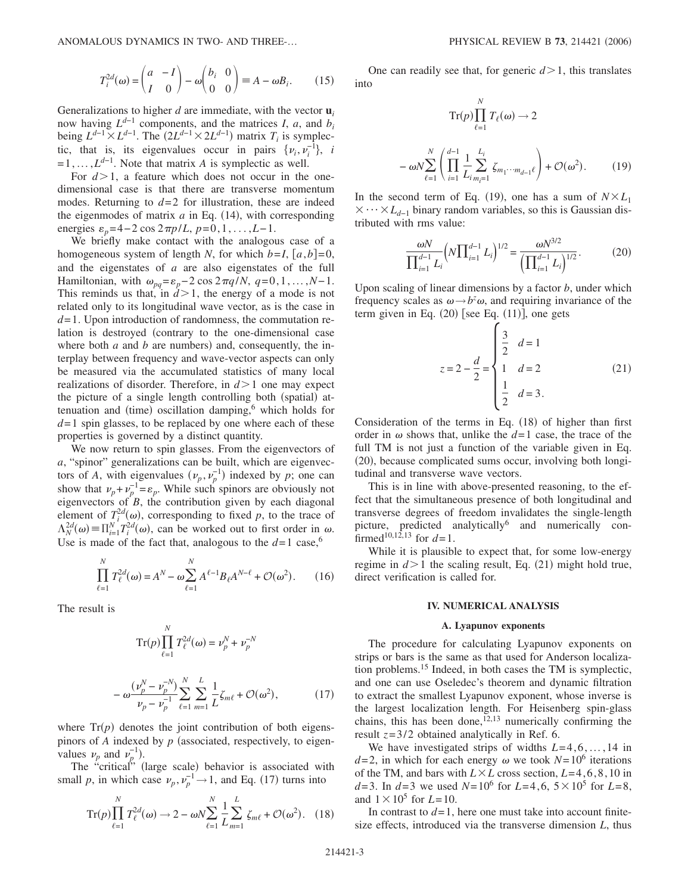$$T_i^{2d}(\omega) = \begin{pmatrix} a & -I \\ I & 0 \end{pmatrix} - \omega \begin{pmatrix} b_i & 0 \\ 0 & 0 \end{pmatrix} \equiv A - \omega B_i. \qquad (15)$$

Generalizations to higher $d$ are immediate, with the vector $\mathbf{u}_i$ now having $L^{d-1}$ components, and the matrices $I$, $a$, and $b_i$ being $L^{d-1} \times L^{d-1}$. The $(2L^{d-1} \times 2L^{d-1})$ matrix $T_i$ is symplectic, that is, its eigenvalues occur in pairs $\{\nu_i, \nu_i^{-1}\}$, $i = 1, \ldots, L^{d-1}$. Note that matrix $A$ is symplectic as well.

For $d > 1$, a feature which does not occur in the one-dimensional case is that there are transverse momentum modes. Returning to $d=2$ for illustration, these are indeed the eigenmodes of matrix $a$ in Eq. (14), with corresponding energies $\varepsilon_p = 4 - 2\cos 2\pi p/L$, $p = 0, 1, \ldots, L-1$.

We briefly make contact with the analogous case of a homogeneous system of length $N$, for which $b = I$, $[a, b] = 0$, and the eigenstates of $a$ are also eigenstates of the full Hamiltonian, with $\omega_{pq} = \varepsilon_p - 2\cos 2\pi q/N$, $q = 0, 1, \ldots, N-1$. This reminds us that, in $d > 1$, the energy of a mode is not related only to its longitudinal wave vector, as is the case in $d=1$. Upon introduction of randomness, the commutation relation is destroyed (contrary to the one-dimensional case where both $a$ and $b$ are numbers) and, consequently, the interplay between frequency and wave-vector aspects can only be measured via the accumulated statistics of many local realizations of disorder. Therefore, in $d > 1$ one may expect the picture of a single length controlling both (spatial) attenuation and (time) oscillation damping,[6] which holds for $d=1$ spin glasses, to be replaced by one where each of these properties is governed by a distinct quantity.

We now return to spin glasses. From the eigenvectors of $a$, "spinor" generalizations can be built, which are eigenvectors of $A$, with eigenvalues $(\nu_p, \nu_p^{-1})$ indexed by $p$; one can show that $\nu_p + \nu_p^{-1} = \varepsilon_p$. While such spinors are obviously not eigenvectors of $B$, the contribution given by each diagonal element of $T_i^{2d}(\omega)$, corresponding to fixed $p$, to the trace of $\Lambda_N^{2d}(\omega) \equiv \prod_{i=1}^N T_i^{2d}(\omega)$, can be worked out to first order in $\omega$. Use is made of the fact that, analogous to the $d=1$ case,[6]

$$\prod_{\ell=1}^{N} T_\ell^{2d}(\omega) = A^N - \omega \sum_{\ell=1}^{N} A^{\ell-1} B_\ell A^{N-\ell} + \mathcal{O}(\omega^2). \qquad (16)$$

The result is

$$\mathrm{Tr}(p) \prod_{\ell=1}^{N} T_\ell^{2d}(\omega) = \nu_p^N + \nu_p^{-N} - \omega \frac{(\nu_p^N - \nu_p^{-N})}{\nu_p - \nu_p^{-1}} \sum_{\ell=1}^{N} \sum_{m=1}^{L} \frac{1}{L} \zeta_{m\ell} + \mathcal{O}(\omega^2), \qquad (17)$$

where $\mathrm{Tr}(p)$ denotes the joint contribution of both eigenspinors of $A$ indexed by $p$ (associated, respectively, to eigenvalues $\nu_p$ and $\nu_p^{-1}$).

The "critical" (large scale) behavior is associated with small $p$, in which case $\nu_p, \nu_p^{-1} \to 1$, and Eq. (17) turns into

$$\mathrm{Tr}(p) \prod_{\ell=1}^{N} T_\ell^{2d}(\omega) \to 2 - \omega N \sum_{\ell=1}^{N} \frac{1}{L} \sum_{m=1}^{L} \zeta_{m\ell} + \mathcal{O}(\omega^2). \qquad (18)$$

One can readily see that, for generic $d > 1$, this translates into

$$\mathrm{Tr}(p) \prod_{\ell=1}^{N} T_\ell(\omega) \to 2 - \omega N \sum_{\ell=1}^{N} \left( \prod_{i=1}^{d-1} \frac{1}{L_i} \sum_{m_i=1}^{L_i} \zeta_{m_1 \cdots m_{d-1} \ell} \right) + \mathcal{O}(\omega^2). \qquad (19)$$

In the second term of Eq. (19), one has a sum of $N \times L_1 \times \cdots \times L_{d-1}$ binary random variables, so this is Gaussian distributed with rms value:

$$\frac{\omega N}{\prod_{i=1}^{d-1} L_i} \left( N \prod_{i=1}^{d-1} L_i \right)^{1/2} = \frac{\omega N^{3/2}}{\left( \prod_{i=1}^{d-1} L_i \right)^{1/2}}. \qquad (20)$$

Upon scaling of linear dimensions by a factor $b$, under which frequency scales as $\omega \to b^z \omega$, and requiring invariance of the term given in Eq. (20) [see Eq. (11)], one gets

$$z = 2 - \frac{d}{2} = \begin{cases} \frac{3}{2} & d=1 \\ 1 & d=2 \\ \frac{1}{2} & d=3. \end{cases} \qquad (21)$$

Consideration of the terms in Eq. (18) of higher than first order in $\omega$ shows that, unlike the $d=1$ case, the trace of the full TM is not just a function of the variable given in Eq. (20), because complicated sums occur, involving both longitudinal and transverse wave vectors.

This is in line with above-presented reasoning, to the effect that the simultaneous presence of both longitudinal and transverse degrees of freedom invalidates the single-length picture, predicted analytically[6] and numerically confirmed[10,12,13] for $d=1$.

While it is plausible to expect that, for some low-energy regime in $d > 1$ the scaling result, Eq. (21) might hold true, direct verification is called for.

## IV. NUMERICAL ANALYSIS

### A. Lyapunov exponents

The procedure for calculating Lyapunov exponents on strips or bars is the same as that used for Anderson localization problems.[15] Indeed, in both cases the TM is symplectic, and one can use Oseledec's theorem and dynamic filtration to extract the smallest Lyapunov exponent, whose inverse is the largest localization length. For Heisenberg spin-glass chains, this has been done,[12,13] numerically confirming the result $z = 3/2$ obtained analytically in Ref. 6.

We have investigated strips of widths $L = 4, 6, \ldots, 14$ in $d=2$, in which for each energy $\omega$ we took $N = 10^6$ iterations of the TM, and bars with $L \times L$ cross section, $L = 4, 6, 8, 10$ in $d=3$. In $d=3$ we used $N = 10^6$ for $L = 4, 6$, $5 \times 10^5$ for $L = 8$, and $1 \times 10^5$ for $L = 10$.

In contrast to $d=1$, here one must take into account finite-size effects, introduced via the transverse dimension $L$, thus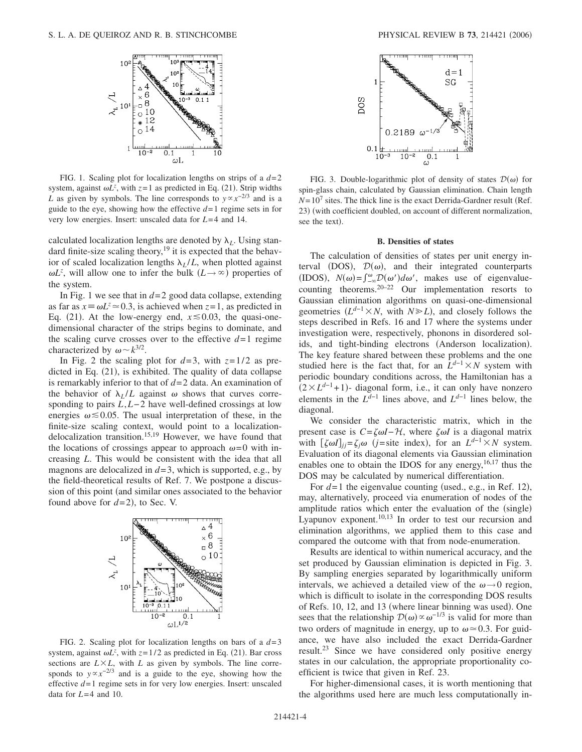FIG. 1. Scaling plot for localization lengths on strips of a $d=2$ system, against $\omega L^z$, with $z=1$ as predicted in Eq. (21). Strip widths $L$ as given by symbols. The line corresponds to $y \propto x^{-2/3}$ and is a guide to the eye, showing how the effective $d=1$ regime sets in for very low energies. Insert: unscaled data for $L=4$ and 14.

calculated localization lengths are denoted by $\lambda_L$. Using standard finite-size scaling theory,[19] it is expected that the behavior of scaled localization lengths $\lambda_L/L$, when plotted against $\omega L^z$, will allow one to infer the bulk ($L \to \infty$) properties of the system.

In Fig. 1 we see that in $d=2$ good data collapse, extending as far as $x \equiv \omega L^z \simeq 0.3$, is achieved when $z=1$, as predicted in Eq. (21). At the low-energy end, $x \lesssim 0.03$, the quasi-one-dimensional character of the strips begins to dominate, and the scaling curve crosses over to the effective $d=1$ regime characterized by $\omega \sim k^{3/2}$.

In Fig. 2 the scaling plot for $d=3$, with $z=1/2$ as predicted in Eq. (21), is exhibited. The quality of data collapse is remarkably inferior to that of $d=2$ data. An examination of the behavior of $\lambda_L/L$ against $\omega$ shows that curves corresponding to pairs $L, L-2$ have well-defined crossings at low energies $\omega \lesssim 0.05$. The usual interpretation of these, in the finite-size scaling context, would point to a localization-delocalization transition.[15,19] However, we have found that the locations of crossings appear to approach $\omega=0$ with increasing $L$. This would be consistent with the idea that all magnons are delocalized in $d=3$, which is supported, e.g., by the field-theoretical results of Ref. 7. We postpone a discussion of this point (and similar ones associated to the behavior found above for $d=2$), to Sec. V.

FIG. 2. Scaling plot for localization lengths on bars of a $d=3$ system, against $\omega L^z$, with $z=1/2$ as predicted in Eq. (21). Bar cross sections are $L \times L$, with $L$ as given by symbols. The line corresponds to $y \propto x^{-2/3}$ and is a guide to the eye, showing how the effective $d=1$ regime sets in for very low energies. Insert: unscaled data for $L=4$ and 10.

FIG. 3. Double-logarithmic plot of density of states $\mathcal{D}(\omega)$ for spin-glass chain, calculated by Gaussian elimination. Chain length $N=10^7$ sites. The thick line is the exact Derrida-Gardner result (Ref. 23) (with coefficient doubled, on account of different normalization, see the text).

### B. Densities of states

The calculation of densities of states per unit energy interval (DOS), $\mathcal{D}(\omega)$, and their integrated counterparts (IDOS), $N(\omega)=\int_{-\infty}^{\omega}\mathcal{D}(\omega')d\omega'$, makes use of eigenvalue-counting theorems.[20–22] Our implementation resorts to Gaussian elimination algorithms on quasi-one-dimensional geometries ($L^{d-1} \times N$, with $N \gg L$), and closely follows the steps described in Refs. 16 and 17 where the systems under investigation were, respectively, phonons in disordered solids, and tight-binding electrons (Anderson localization). The key feature shared between these problems and the one studied here is the fact that, for an $L^{d-1} \times N$ system with periodic boundary conditions across, the Hamiltonian has a $(2 \times L^{d-1}+1)$- diagonal form, i.e., it can only have nonzero elements in the $L^{d-1}$ lines above, and $L^{d-1}$ lines below, the diagonal.

We consider the characteristic matrix, which in the present case is $C=\zeta\omega I-\mathcal{H}$, where $\zeta\omega I$ is a diagonal matrix with $[\zeta\omega I]_{jj}=\zeta_j\omega$ ($j$=site index), for an $L^{d-1} \times N$ system. Evaluation of its diagonal elements via Gaussian elimination enables one to obtain the IDOS for any energy,[16,17] thus the DOS may be calculated by numerical differentiation.

For $d=1$ the eigenvalue counting (used., e.g., in Ref. 12), may, alternatively, proceed via enumeration of nodes of the amplitude ratios which enter the evaluation of the (single) Lyapunov exponent.[10,13] In order to test our recursion and elimination algorithms, we applied them to this case and compared the outcome with that from node-enumeration.

Results are identical to within numerical accuracy, and the set produced by Gaussian elimination is depicted in Fig. 3. By sampling energies separated by logarithmically uniform intervals, we achieved a detailed view of the $\omega \to 0$ region, which is difficult to isolate in the corresponding DOS results of Refs. 10, 12, and 13 (where linear binning was used). One sees that the relationship $\mathcal{D}(\omega) \propto \omega^{-1/3}$ is valid for more than two orders of magnitude in energy, up to $\omega \simeq 0.3$. For guidance, we have also included the exact Derrida-Gardner result.[23] Since we have considered only positive energy states in our calculation, the appropriate proportionality coefficient is twice that given in Ref. 23.

For higher-dimensional cases, it is worth mentioning that the algorithms used here are much less computationally in-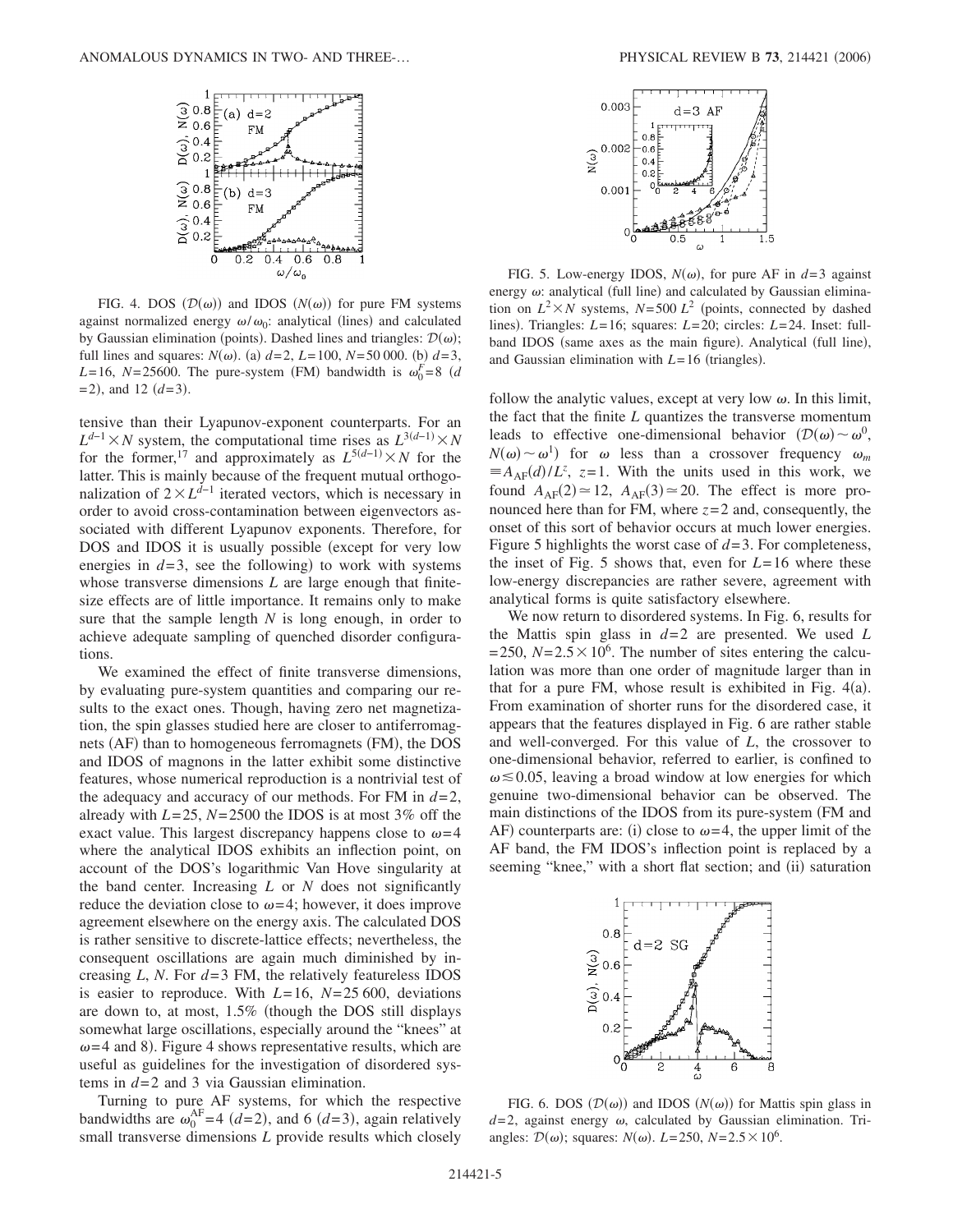FIG. 4. DOS ($\mathcal{D}(\omega)$) and IDOS ($N(\omega)$) for pure FM systems against normalized energy $\omega/\omega_0$: analytical (lines) and calculated by Gaussian elimination (points). Dashed lines and triangles: $\mathcal{D}(\omega)$; full lines and squares: $N(\omega)$. (a) $d=2$, $L=100$, $N=50\,000$. (b) $d=3$, $L=16$, $N=25600$. The pure-system (FM) bandwidth is $\omega_0^F=8$ ($d=2$), and 12 ($d=3$).

tensive than their Lyapunov-exponent counterparts. For an $L^{d-1}\times N$ system, the computational time rises as $L^{3(d-1)}\times N$ for the former,[17] and approximately as $L^{5(d-1)}\times N$ for the latter. This is mainly because of the frequent mutual orthogonalization of $2\times L^{d-1}$ iterated vectors, which is necessary in order to avoid cross-contamination between eigenvectors associated with different Lyapunov exponents. Therefore, for DOS and IDOS it is usually possible (except for very low energies in $d=3$, see the following) to work with systems whose transverse dimensions $L$ are large enough that finite-size effects are of little importance. It remains only to make sure that the sample length $N$ is long enough, in order to achieve adequate sampling of quenched disorder configurations.

We examined the effect of finite transverse dimensions, by evaluating pure-system quantities and comparing our results to the exact ones. Though, having zero net magnetization, the spin glasses studied here are closer to antiferromagnets (AF) than to homogeneous ferromagnets (FM), the DOS and IDOS of magnons in the latter exhibit some distinctive features, whose numerical reproduction is a nontrivial test of the adequacy and accuracy of our methods. For FM in $d=2$, already with $L=25$, $N=2500$ the IDOS is at most 3% off the exact value. This largest discrepancy happens close to $\omega=4$ where the analytical IDOS exhibits an inflection point, on account of the DOS's logarithmic Van Hove singularity at the band center. Increasing $L$ or $N$ does not significantly reduce the deviation close to $\omega=4$; however, it does improve agreement elsewhere on the energy axis. The calculated DOS is rather sensitive to discrete-lattice effects; nevertheless, the consequent oscillations are again much diminished by increasing $L$, $N$. For $d=3$ FM, the relatively featureless IDOS is easier to reproduce. With $L=16$, $N=25\,600$, deviations are down to, at most, 1.5% (though the DOS still displays somewhat large oscillations, especially around the "knees" at $\omega=4$ and 8). Figure 4 shows representative results, which are useful as guidelines for the investigation of disordered systems in $d=2$ and 3 via Gaussian elimination.

Turning to pure AF systems, for which the respective bandwidths are $\omega_0^{AF}=4$ ($d=2$), and 6 ($d=3$), again relatively small transverse dimensions $L$ provide results which closely follow the analytic values, except at very low $\omega$. In this limit, the fact that the finite $L$ quantizes the transverse momentum leads to effective one-dimensional behavior ($\mathcal{D}(\omega)\sim\omega^0$, $N(\omega)\sim\omega^1$) for $\omega$ less than a crossover frequency $\omega_m \equiv A_{AF}(d)/L^z$, $z=1$. With the units used in this work, we found $A_{AF}(2)\simeq 12$, $A_{AF}(3)\simeq 20$. The effect is more pronounced here than for FM, where $z=2$ and, consequently, the onset of this sort of behavior occurs at much lower energies. Figure 5 highlights the worst case of $d=3$. For completeness, the inset of Fig. 5 shows that, even for $L=16$ where these low-energy discrepancies are rather severe, agreement with analytical forms is quite satisfactory elsewhere.

FIG. 5. Low-energy IDOS, $N(\omega)$, for pure AF in $d=3$ against energy $\omega$: analytical (full line) and calculated by Gaussian elimination on $L^2\times N$ systems, $N=500\,L^2$ (points, connected by dashed lines). Triangles: $L=16$; squares: $L=20$; circles: $L=24$. Inset: full-band IDOS (same axes as the main figure). Analytical (full line), and Gaussian elimination with $L=16$ (triangles).

We now return to disordered systems. In Fig. 6, results for the Mattis spin glass in $d=2$ are presented. We used $L=250$, $N=2.5\times10^6$. The number of sites entering the calculation was more than one order of magnitude larger than in that for a pure FM, whose result is exhibited in Fig. 4(a). From examination of shorter runs for the disordered case, it appears that the features displayed in Fig. 6 are rather stable and well-converged. For this value of $L$, the crossover to one-dimensional behavior, referred to earlier, is confined to $\omega\lesssim 0.05$, leaving a broad window at low energies for which genuine two-dimensional behavior can be observed. The main distinctions of the IDOS from its pure-system (FM and AF) counterparts are: (i) close to $\omega=4$, the upper limit of the AF band, the FM IDOS's inflection point is replaced by a seeming "knee," with a short flat section; and (ii) saturation

FIG. 6. DOS ($\mathcal{D}(\omega)$) and IDOS ($N(\omega)$) for Mattis spin glass in $d=2$, against energy $\omega$, calculated by Gaussian elimination. Triangles: $\mathcal{D}(\omega)$; squares: $N(\omega)$. $L=250$, $N=2.5\times10^6$.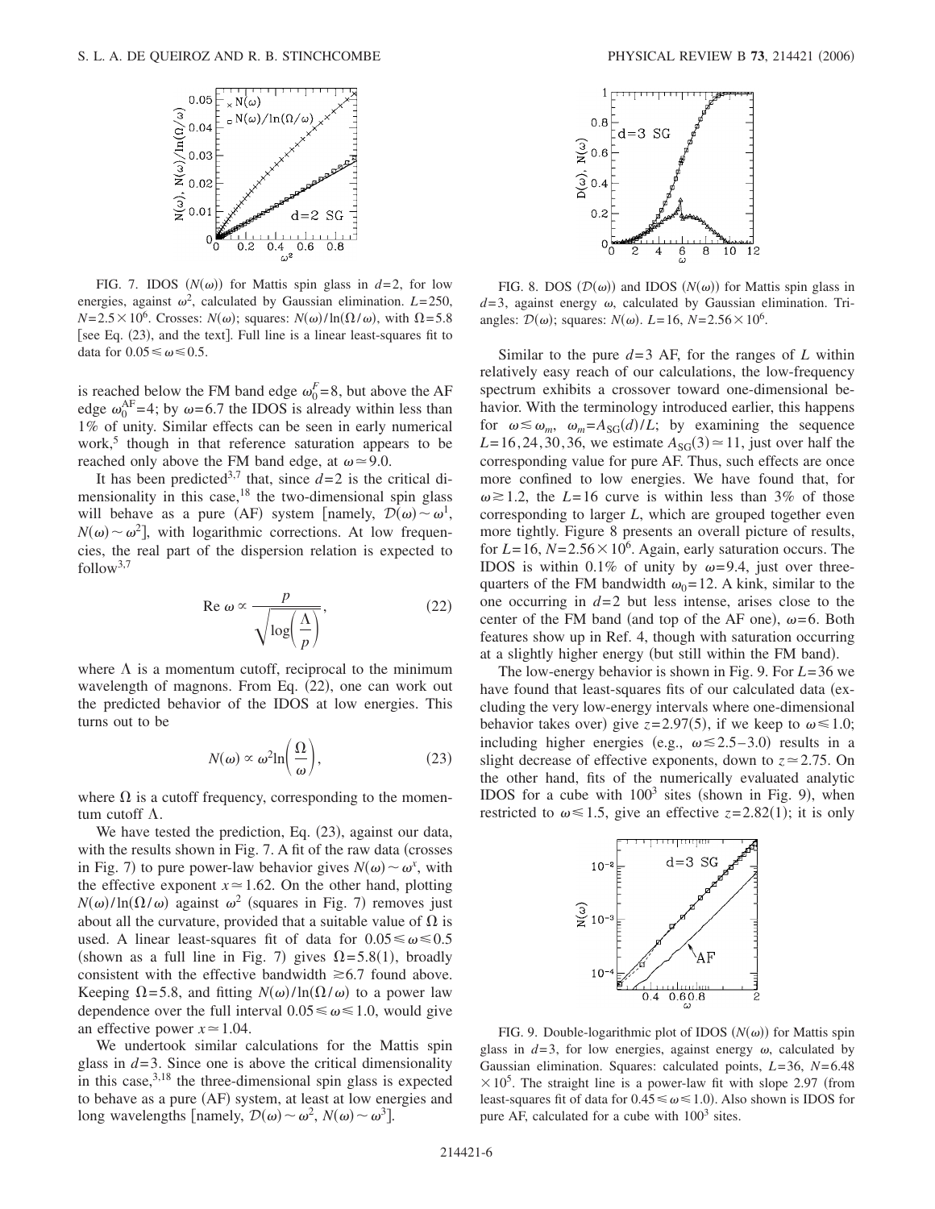FIG. 7. IDOS ($N(\omega)$) for Mattis spin glass in $d=2$, for low energies, against $\omega^2$, calculated by Gaussian elimination. $L=250$, $N=2.5\times10^6$. Crosses: $N(\omega)$; squares: $N(\omega)/\ln(\Omega/\omega)$, with $\Omega=5.8$ [see Eq. (23), and the text]. Full line is a linear least-squares fit to data for $0.05 \leq \omega \leq 0.5$.

is reached below the FM band edge $\omega_0^F=8$, but above the AF edge $\omega_0^{\mathrm{AF}}=4$; by $\omega=6.7$ the IDOS is already within less than 1% of unity. Similar effects can be seen in early numerical work,[5] though in that reference saturation appears to be reached only above the FM band edge, at $\omega \simeq 9.0$.

It has been predicted[3,7] that, since $d=2$ is the critical dimensionality in this case,[18] the two-dimensional spin glass will behave as a pure (AF) system [namely, $\mathcal{D}(\omega)\sim\omega^1$, $N(\omega)\sim\omega^2$], with logarithmic corrections. At low frequencies, the real part of the dispersion relation is expected to follow[3,7]

$$\mathrm{Re}\ \omega \propto \frac{p}{\sqrt{\log\left(\frac{\Lambda}{p}\right)}}, \tag{22}$$

where $\Lambda$ is a momentum cutoff, reciprocal to the minimum wavelength of magnons. From Eq. (22), one can work out the predicted behavior of the IDOS at low energies. This turns out to be

$$N(\omega) \propto \omega^2 \ln\left(\frac{\Omega}{\omega}\right), \tag{23}$$

where $\Omega$ is a cutoff frequency, corresponding to the momentum cutoff $\Lambda$.

We have tested the prediction, Eq. (23), against our data, with the results shown in Fig. 7. A fit of the raw data (crosses in Fig. 7) to pure power-law behavior gives $N(\omega)\sim\omega^x$, with the effective exponent $x \simeq 1.62$. On the other hand, plotting $N(\omega)/\ln(\Omega/\omega)$ against $\omega^2$ (squares in Fig. 7) removes just about all the curvature, provided that a suitable value of $\Omega$ is used. A linear least-squares fit of data for $0.05 \leq \omega \leq 0.5$ (shown as a full line in Fig. 7) gives $\Omega=5.8(1)$, broadly consistent with the effective bandwidth $\gtrsim 6.7$ found above. Keeping $\Omega=5.8$, and fitting $N(\omega)/\ln(\Omega/\omega)$ to a power law dependence over the full interval $0.05 \leq \omega \leq 1.0$, would give an effective power $x \simeq 1.04$.

We undertook similar calculations for the Mattis spin glass in $d=3$. Since one is above the critical dimensionality in this case,[3,18] the three-dimensional spin glass is expected to behave as a pure (AF) system, at least at low energies and long wavelengths [namely, $\mathcal{D}(\omega)\sim\omega^2$, $N(\omega)\sim\omega^3$].

FIG. 8. DOS ($\mathcal{D}(\omega)$) and IDOS ($N(\omega)$) for Mattis spin glass in $d=3$, against energy $\omega$, calculated by Gaussian elimination. Triangles: $\mathcal{D}(\omega)$; squares: $N(\omega)$. $L=16$, $N=2.56\times10^6$.

Similar to the pure $d=3$ AF, for the ranges of $L$ within relatively easy reach of our calculations, the low-frequency spectrum exhibits a crossover toward one-dimensional behavior. With the terminology introduced earlier, this happens for $\omega \lesssim \omega_m$, $\omega_m=A_{\mathrm{SG}}(d)/L$; by examining the sequence $L=16,24,30,36$, we estimate $A_{\mathrm{SG}}(3)\simeq 11$, just over half the corresponding value for pure AF. Thus, such effects are once more confined to low energies. We have found that, for $\omega \gtrsim 1.2$, the $L=16$ curve is within less than 3% of those corresponding to larger $L$, which are grouped together even more tightly. Figure 8 presents an overall picture of results, for $L=16$, $N=2.56\times10^6$. Again, early saturation occurs. The IDOS is within 0.1% of unity by $\omega=9.4$, just over three-quarters of the FM bandwidth $\omega_0=12$. A kink, similar to the one occurring in $d=2$ but less intense, arises close to the center of the FM band (and top of the AF one), $\omega=6$. Both features show up in Ref. 4, though with saturation occurring at a slightly higher energy (but still within the FM band).

The low-energy behavior is shown in Fig. 9. For $L=36$ we have found that least-squares fits of our calculated data (excluding the very low-energy intervals where one-dimensional behavior takes over) give $z=2.97(5)$, if we keep to $\omega \leq 1.0$; including higher energies (e.g., $\omega \lesssim 2.5-3.0$) results in a slight decrease of effective exponents, down to $z \simeq 2.75$. On the other hand, fits of the numerically evaluated analytic IDOS for a cube with $100^3$ sites (shown in Fig. 9), when restricted to $\omega \leq 1.5$, give an effective $z=2.82(1)$; it is only

FIG. 9. Double-logarithmic plot of IDOS ($N(\omega)$) for Mattis spin glass in $d=3$, for low energies, against energy $\omega$, calculated by Gaussian elimination. Squares: calculated points, $L=36$, $N=6.48\times10^5$. The straight line is a power-law fit with slope 2.97 (from least-squares fit of data for $0.45 \leq \omega \leq 1.0$). Also shown is IDOS for pure AF, calculated for a cube with $100^3$ sites.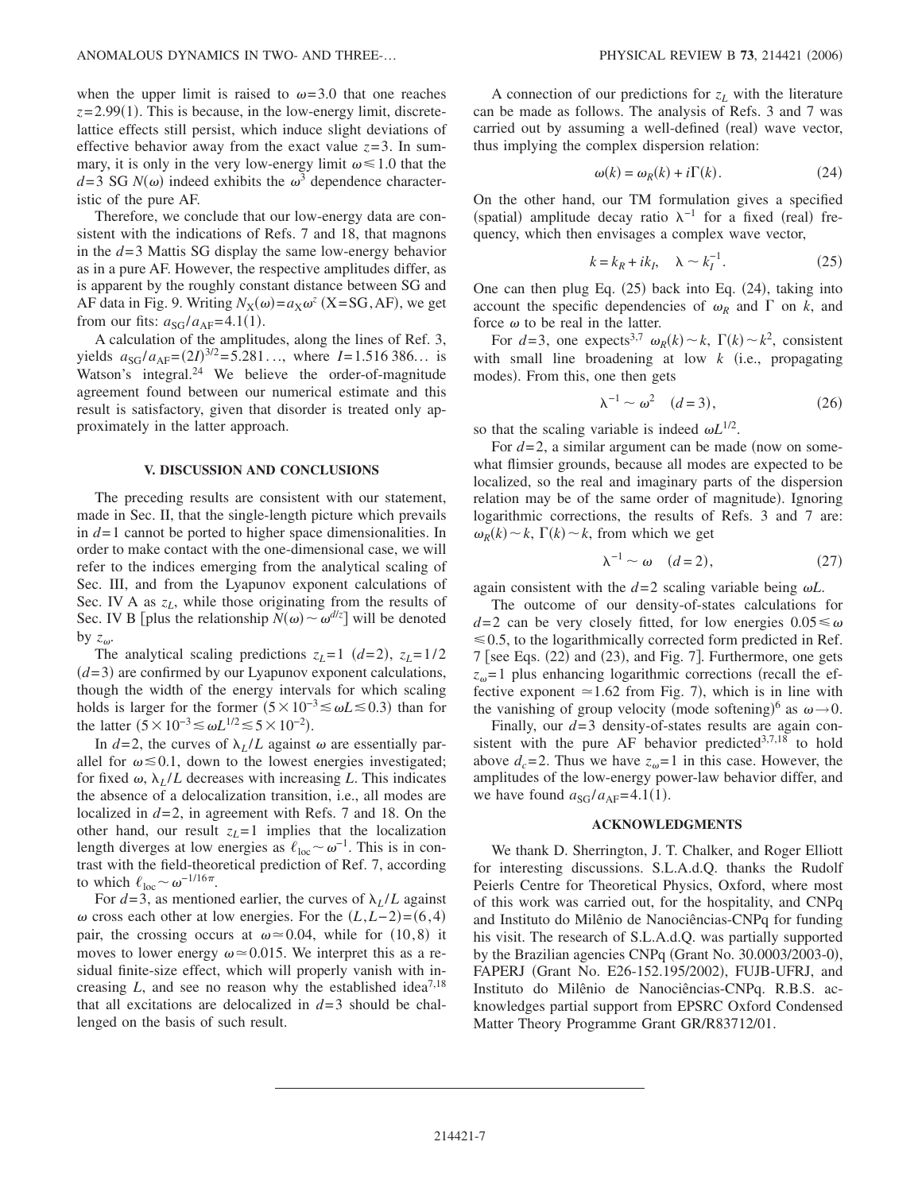when the upper limit is raised to $\omega=3.0$ that one reaches $z=2.99(1)$. This is because, in the low-energy limit, discrete-lattice effects still persist, which induce slight deviations of effective behavior away from the exact value $z=3$. In summary, it is only in the very low-energy limit $\omega \leq 1.0$ that the $d=3$ SG $N(\omega)$ indeed exhibits the $\omega^3$ dependence characteristic of the pure AF.

Therefore, we conclude that our low-energy data are consistent with the indications of Refs. 7 and 18, that magnons in the $d=3$ Mattis SG display the same low-energy behavior as in a pure AF. However, the respective amplitudes differ, as is apparent by the roughly constant distance between SG and AF data in Fig. 9. Writing $N_X(\omega)=a_X\omega^z$ (X=SG,AF), we get from our fits: $a_{SG}/a_{AF}=4.1(1)$.

A calculation of the amplitudes, along the lines of Ref. 3, yields $a_{SG}/a_{AF}=(2I)^{3/2}=5.281\ldots$, where $I=1.516\,386\ldots$ is Watson's integral.[24] We believe the order-of-magnitude agreement found between our numerical estimate and this result is satisfactory, given that disorder is treated only approximately in the latter approach.

## V. DISCUSSION AND CONCLUSIONS

The preceding results are consistent with our statement, made in Sec. II, that the single-length picture which prevails in $d=1$ cannot be ported to higher space dimensionalities. In order to make contact with the one-dimensional case, we will refer to the indices emerging from the analytical scaling of Sec. III, and from the Lyapunov exponent calculations of Sec. IV A as $z_L$, while those originating from the results of Sec. IV B [plus the relationship $N(\omega) \sim \omega^{d/z}$] will be denoted by $z_\omega$.

The analytical scaling predictions $z_L=1$ ($d=2$), $z_L=1/2$ ($d=3$) are confirmed by our Lyapunov exponent calculations, though the width of the energy intervals for which scaling holds is larger for the former ($5\times 10^{-3} \lesssim \omega L \lesssim 0.3$) than for the latter ($5\times 10^{-3} \lesssim \omega L^{1/2} \lesssim 5\times 10^{-2}$).

In $d=2$, the curves of $\lambda_L/L$ against $\omega$ are essentially parallel for $\omega \lesssim 0.1$, down to the lowest energies investigated; for fixed $\omega$, $\lambda_L/L$ decreases with increasing $L$. This indicates the absence of a delocalization transition, i.e., all modes are localized in $d=2$, in agreement with Refs. 7 and 18. On the other hand, our result $z_L=1$ implies that the localization length diverges at low energies as $\ell_{\mathrm{loc}} \sim \omega^{-1}$. This is in contrast with the field-theoretical prediction of Ref. 7, according to which $\ell_{\mathrm{loc}} \sim \omega^{-1/16\pi}$.

For $d=3$, as mentioned earlier, the curves of $\lambda_L/L$ against $\omega$ cross each other at low energies. For the $(L,L-2)=(6,4)$ pair, the crossing occurs at $\omega \simeq 0.04$, while for $(10,8)$ it moves to lower energy $\omega \simeq 0.015$. We interpret this as a residual finite-size effect, which will properly vanish with increasing $L$, and see no reason why the established idea[7,18] that all excitations are delocalized in $d=3$ should be challenged on the basis of such result.

A connection of our predictions for $z_L$ with the literature can be made as follows. The analysis of Refs. 3 and 7 was carried out by assuming a well-defined (real) wave vector, thus implying the complex dispersion relation:

$$\omega(k) = \omega_R(k) + i\Gamma(k). \tag{24}$$

On the other hand, our TM formulation gives a specified (spatial) amplitude decay ratio $\lambda^{-1}$ for a fixed (real) frequency, which then envisages a complex wave vector,

$$k = k_R + ik_I, \quad \lambda \sim k_I^{-1}. \tag{25}$$

One can then plug Eq. (25) back into Eq. (24), taking into account the specific dependencies of $\omega_R$ and $\Gamma$ on $k$, and force $\omega$ to be real in the latter.

For $d=3$, one expects[3,7] $\omega_R(k) \sim k$, $\Gamma(k) \sim k^2$, consistent with small line broadening at low $k$ (i.e., propagating modes). From this, one then gets

$$\lambda^{-1} \sim \omega^2 \quad (d=3), \tag{26}$$

so that the scaling variable is indeed $\omega L^{1/2}$.

For $d=2$, a similar argument can be made (now on somewhat flimsier grounds, because all modes are expected to be localized, so the real and imaginary parts of the dispersion relation may be of the same order of magnitude). Ignoring logarithmic corrections, the results of Refs. 3 and 7 are: $\omega_R(k) \sim k$, $\Gamma(k) \sim k$, from which we get

$$\lambda^{-1} \sim \omega \quad (d=2), \tag{27}$$

again consistent with the $d=2$ scaling variable being $\omega L$.

The outcome of our density-of-states calculations for $d=2$ can be very closely fitted, for low energies $0.05 \leq \omega \leq 0.5$, to the logarithmically corrected form predicted in Ref. 7 [see Eqs. (22) and (23), and Fig. 7]. Furthermore, one gets $z_\omega=1$ plus enhancing logarithmic corrections (recall the effective exponent $\simeq 1.62$ from Fig. 7), which is in line with the vanishing of group velocity (mode softening)[6] as $\omega \to 0$.

Finally, our $d=3$ density-of-states results are again consistent with the pure AF behavior predicted[3,7,18] to hold above $d_c=2$. Thus we have $z_\omega=1$ in this case. However, the amplitudes of the low-energy power-law behavior differ, and we have found $a_{SG}/a_{AF}=4.1(1)$.

## ACKNOWLEDGMENTS

We thank D. Sherrington, J. T. Chalker, and Roger Elliott for interesting discussions. S.L.A.d.Q. thanks the Rudolf Peierls Centre for Theoretical Physics, Oxford, where most of this work was carried out, for the hospitality, and CNPq and Instituto do Milênio de Nanociências-CNPq for funding his visit. The research of S.L.A.d.Q. was partially supported by the Brazilian agencies CNPq (Grant No. 30.0003/2003-0), FAPERJ (Grant No. E26-152.195/2002), FUJB-UFRJ, and Instituto do Milênio de Nanociências-CNPq. R.B.S. acknowledges partial support from EPSRC Oxford Condensed Matter Theory Programme Grant GR/R83712/01.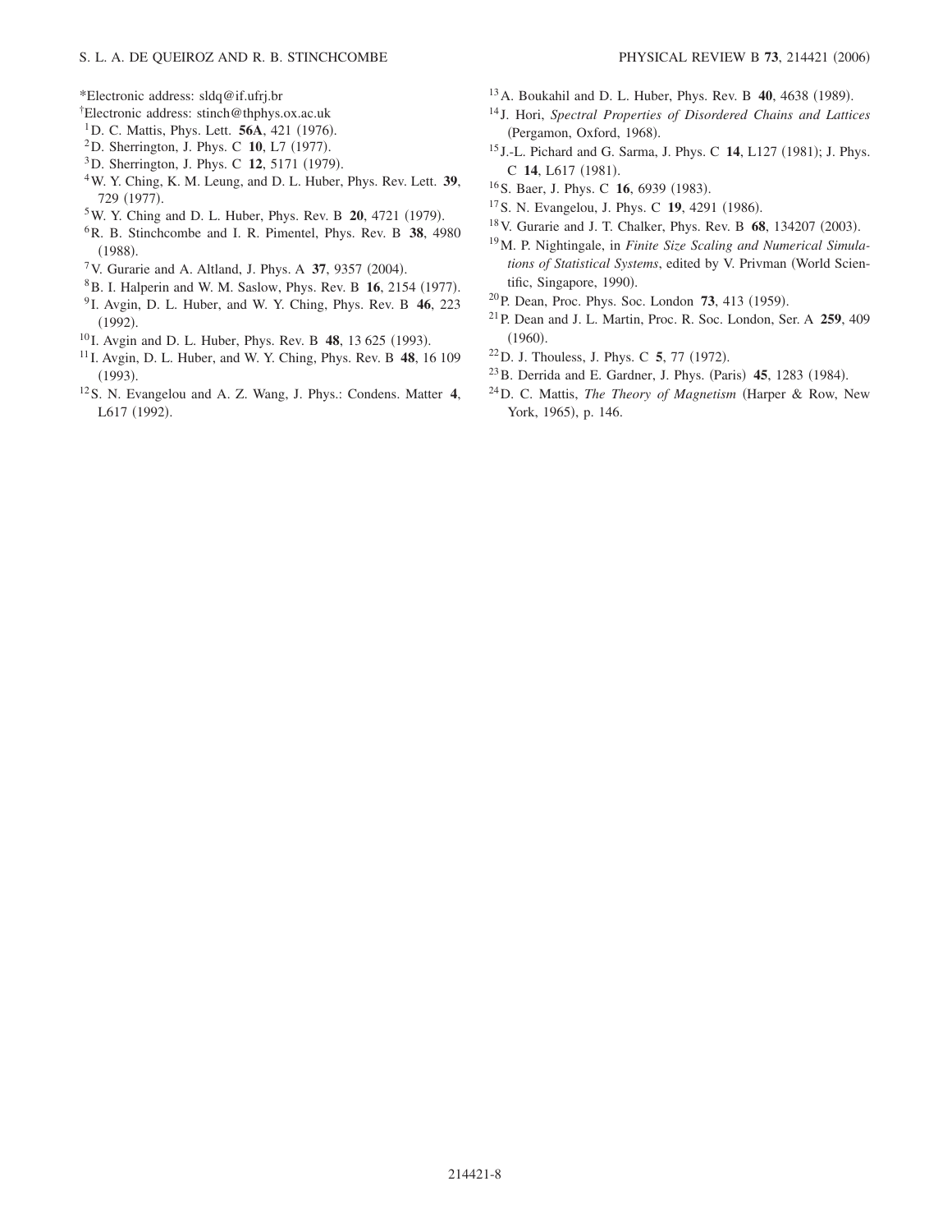*Electronic address: sldq@if.ufrj.br

†Electronic address: stinch@thphys.ox.ac.uk

[1] D. C. Mattis, Phys. Lett. **56A**, 421 (1976).

[2] D. Sherrington, J. Phys. C **10**, L7 (1977).

[3] D. Sherrington, J. Phys. C **12**, 5171 (1979).

[4] W. Y. Ching, K. M. Leung, and D. L. Huber, Phys. Rev. Lett. **39**, 729 (1977).

[5] W. Y. Ching and D. L. Huber, Phys. Rev. B **20**, 4721 (1979).

[6] R. B. Stinchcombe and I. R. Pimentel, Phys. Rev. B **38**, 4980 (1988).

[7] V. Gurarie and A. Altland, J. Phys. A **37**, 9357 (2004).

[8] B. I. Halperin and W. M. Saslow, Phys. Rev. B **16**, 2154 (1977).

[9] I. Avgin, D. L. Huber, and W. Y. Ching, Phys. Rev. B **46**, 223 (1992).

[10] I. Avgin and D. L. Huber, Phys. Rev. B **48**, 13 625 (1993).

[11] I. Avgin, D. L. Huber, and W. Y. Ching, Phys. Rev. B **48**, 16 109 (1993).

[12] S. N. Evangelou and A. Z. Wang, J. Phys.: Condens. Matter **4**, L617 (1992).

[13] A. Boukahil and D. L. Huber, Phys. Rev. B **40**, 4638 (1989).

[14] J. Hori, *Spectral Properties of Disordered Chains and Lattices* (Pergamon, Oxford, 1968).

[15] J.-L. Pichard and G. Sarma, J. Phys. C **14**, L127 (1981); J. Phys. C **14**, L617 (1981).

[16] S. Baer, J. Phys. C **16**, 6939 (1983).

[17] S. N. Evangelou, J. Phys. C **19**, 4291 (1986).

[18] V. Gurarie and J. T. Chalker, Phys. Rev. B **68**, 134207 (2003).

[19] M. P. Nightingale, in *Finite Size Scaling and Numerical Simulations of Statistical Systems*, edited by V. Privman (World Scientific, Singapore, 1990).

[20] P. Dean, Proc. Phys. Soc. London **73**, 413 (1959).

[21] P. Dean and J. L. Martin, Proc. R. Soc. London, Ser. A **259**, 409 (1960).

[22] D. J. Thouless, J. Phys. C **5**, 77 (1972).

[23] B. Derrida and E. Gardner, J. Phys. (Paris) **45**, 1283 (1984).

[24] D. C. Mattis, *The Theory of Magnetism* (Harper & Row, New York, 1965), p. 146.